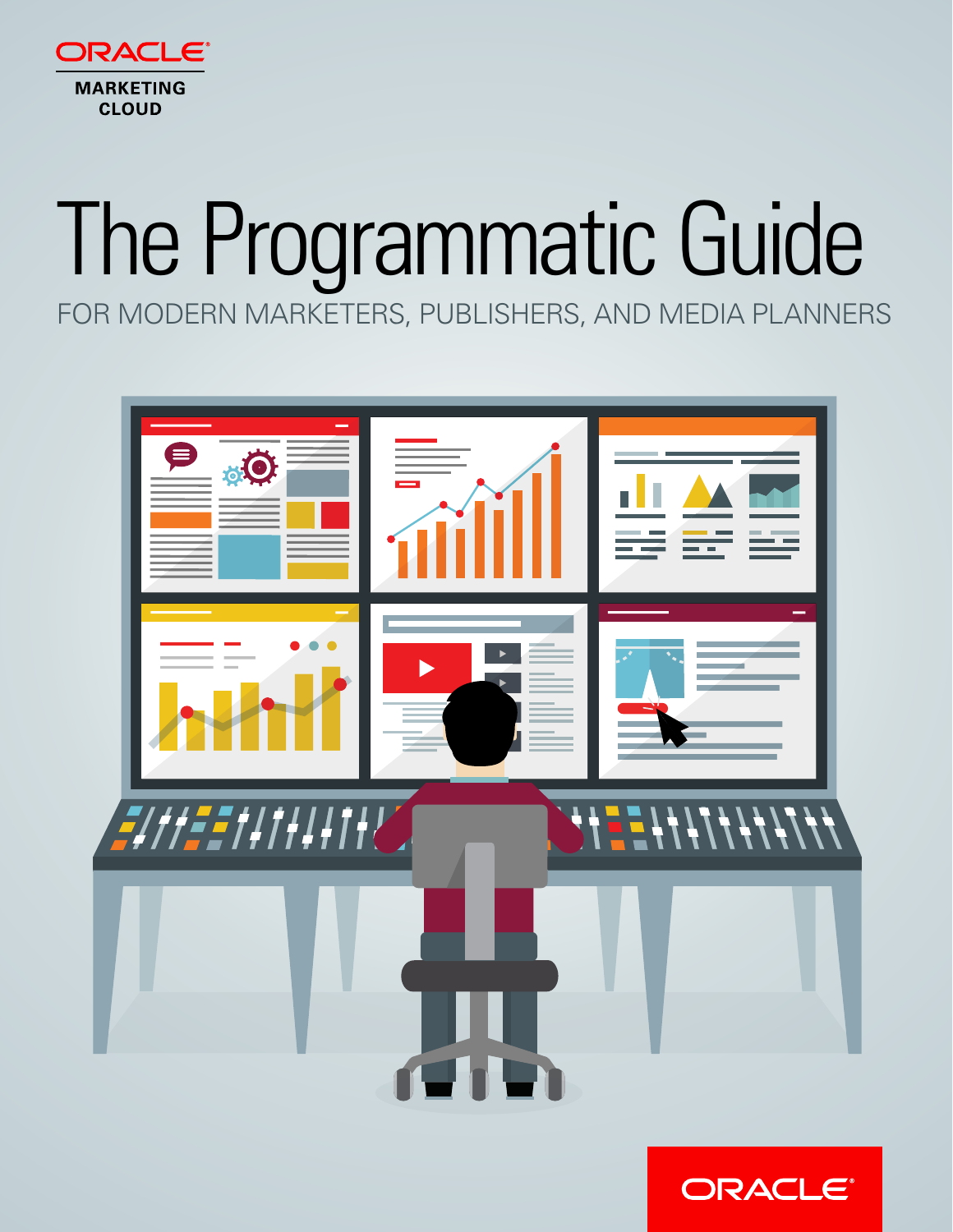ORACLE

MARKETING CLOUD

# The Programmatic Guide

FOR MODERN MARKETERS, PUBLISHERS, AND MEDIA PLANNERS

ORACLE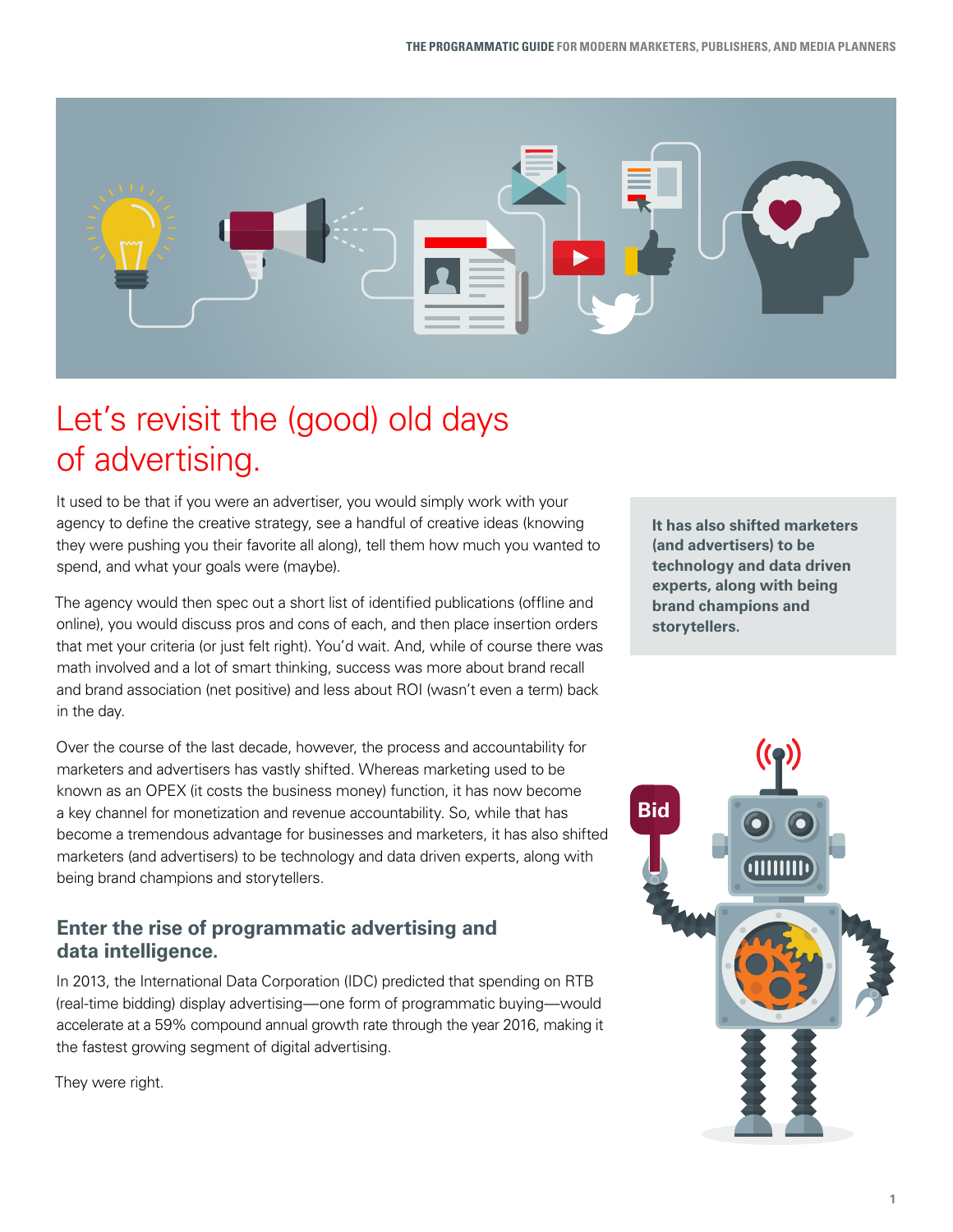# Let's revisit the (good) old days of advertising.

It used to be that if you were an advertiser, you would simply work with your agency to define the creative strategy, see a handful of creative ideas (knowing they were pushing you their favorite all along), tell them how much you wanted to spend, and what your goals were (maybe).

The agency would then spec out a short list of identified publications (offline and online), you would discuss pros and cons of each, and then place insertion orders that met your criteria (or just felt right). You'd wait. And, while of course there was math involved and a lot of smart thinking, success was more about brand recall and brand association (net positive) and less about ROI (wasn't even a term) back in the day.

Over the course of the last decade, however, the process and accountability for marketers and advertisers has vastly shifted. Whereas marketing used to be known as an OPEX (it costs the business money) function, it has now become a key channel for monetization and revenue accountability. So, while that has become a tremendous advantage for businesses and marketers, it has also shifted marketers (and advertisers) to be technology and data driven experts, along with being brand champions and storytellers.

**It has also shifted marketers (and advertisers) to be technology and data driven experts, along with being brand champions and storytellers.**

## Enter the rise of programmatic advertising and data intelligence.

In 2013, the International Data Corporation (IDC) predicted that spending on RTB (real-time bidding) display advertising—one form of programmatic buying—would accelerate at a 59% compound annual growth rate through the year 2016, making it the fastest growing segment of digital advertising.

They were right.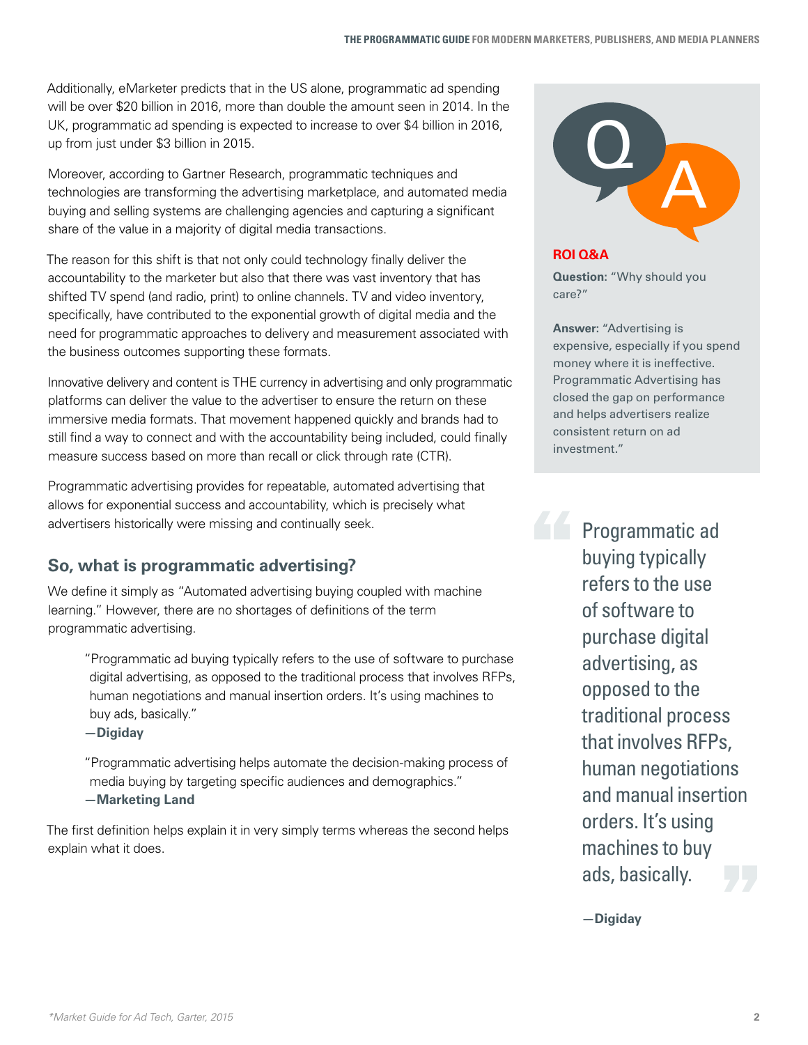Additionally, eMarketer predicts that in the US alone, programmatic ad spending will be over $20 billion in 2016, more than double the amount seen in 2014. In the UK, programmatic ad spending is expected to increase to over $4 billion in 2016, up from just under $3 billion in 2015.

Moreover, according to Gartner Research, programmatic techniques and technologies are transforming the advertising marketplace, and automated media buying and selling systems are challenging agencies and capturing a significant share of the value in a majority of digital media transactions.

The reason for this shift is that not only could technology finally deliver the accountability to the marketer but also that there was vast inventory that has shifted TV spend (and radio, print) to online channels. TV and video inventory, specifically, have contributed to the exponential growth of digital media and the need for programmatic approaches to delivery and measurement associated with the business outcomes supporting these formats.

Innovative delivery and content is THE currency in advertising and only programmatic platforms can deliver the value to the advertiser to ensure the return on these immersive media formats. That movement happened quickly and brands had to still find a way to connect and with the accountability being included, could finally measure success based on more than recall or click through rate (CTR).

Programmatic advertising provides for repeatable, automated advertising that allows for exponential success and accountability, which is precisely what advertisers historically were missing and continually seek.

## So, what is programmatic advertising?

We define it simply as "Automated advertising buying coupled with machine learning." However, there are no shortages of definitions of the term programmatic advertising.

> "Programmatic ad buying typically refers to the use of software to purchase digital advertising, as opposed to the traditional process that involves RFPs, human negotiations and manual insertion orders. It's using machines to buy ads, basically."
> **—Digiday**

> "Programmatic advertising helps automate the decision-making process of media buying by targeting specific audiences and demographics."
> **—Marketing Land**

The first definition helps explain it in very simply terms whereas the second helps explain what it does.

**ROI Q&A**

**Question:** "Why should you care?"

**Answer:** "Advertising is expensive, especially if you spend money where it is ineffective. Programmatic Advertising has closed the gap on performance and helps advertisers realize consistent return on ad investment."

> Programmatic ad buying typically refers to the use of software to purchase digital advertising, as opposed to the traditional process that involves RFPs, human negotiations and manual insertion orders. It's using machines to buy ads, basically.
>
> **—Digiday**

*\*Market Guide for Ad Tech, Garter, 2015*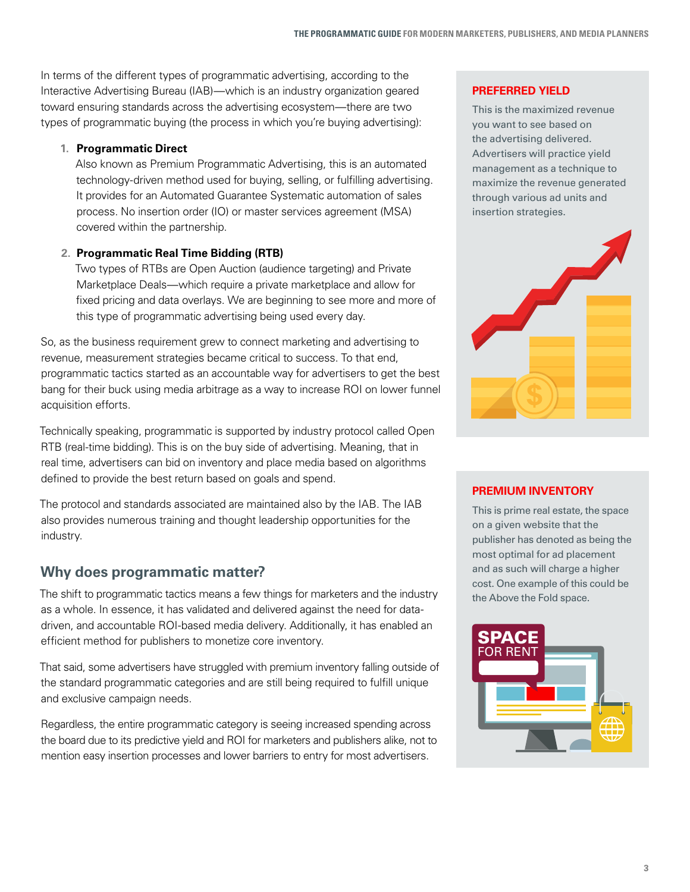In terms of the different types of programmatic advertising, according to the Interactive Advertising Bureau (IAB)—which is an industry organization geared toward ensuring standards across the advertising ecosystem—there are two types of programmatic buying (the process in which you're buying advertising):

1. **Programmatic Direct**
   Also known as Premium Programmatic Advertising, this is an automated technology-driven method used for buying, selling, or fulfilling advertising. It provides for an Automated Guarantee Systematic automation of sales process. No insertion order (IO) or master services agreement (MSA) covered within the partnership.

2. **Programmatic Real Time Bidding (RTB)**
   Two types of RTBs are Open Auction (audience targeting) and Private Marketplace Deals—which require a private marketplace and allow for fixed pricing and data overlays. We are beginning to see more and more of this type of programmatic advertising being used every day.

So, as the business requirement grew to connect marketing and advertising to revenue, measurement strategies became critical to success. To that end, programmatic tactics started as an accountable way for advertisers to get the best bang for their buck using media arbitrage as a way to increase ROI on lower funnel acquisition efforts.

Technically speaking, programmatic is supported by industry protocol called Open RTB (real-time bidding). This is on the buy side of advertising. Meaning, that in real time, advertisers can bid on inventory and place media based on algorithms defined to provide the best return based on goals and spend.

The protocol and standards associated are maintained also by the IAB. The IAB also provides numerous training and thought leadership opportunities for the industry.

## Why does programmatic matter?

The shift to programmatic tactics means a few things for marketers and the industry as a whole. In essence, it has validated and delivered against the need for data-driven, and accountable ROI-based media delivery. Additionally, it has enabled an efficient method for publishers to monetize core inventory.

That said, some advertisers have struggled with premium inventory falling outside of the standard programmatic categories and are still being required to fulfill unique and exclusive campaign needs.

Regardless, the entire programmatic category is seeing increased spending across the board due to its predictive yield and ROI for marketers and publishers alike, not to mention easy insertion processes and lower barriers to entry for most advertisers.

### PREFERRED YIELD

This is the maximized revenue you want to see based on the advertising delivered. Advertisers will practice yield management as a technique to maximize the revenue generated through various ad units and insertion strategies.

### PREMIUM INVENTORY

This is prime real estate, the space on a given website that the publisher has denoted as being the most optimal for ad placement and as such will charge a higher cost. One example of this could be the Above the Fold space.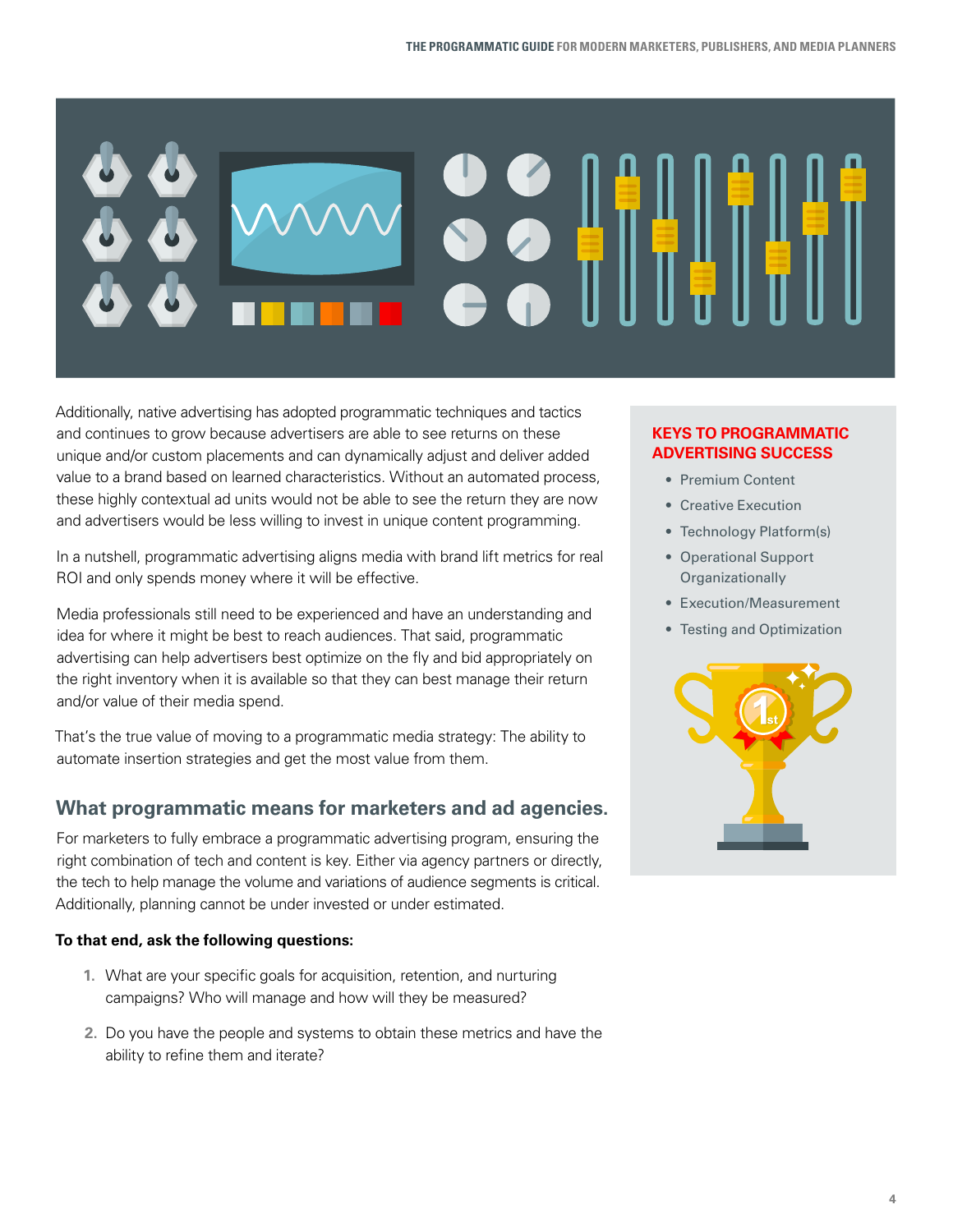Additionally, native advertising has adopted programmatic techniques and tactics and continues to grow because advertisers are able to see returns on these unique and/or custom placements and can dynamically adjust and deliver added value to a brand based on learned characteristics. Without an automated process, these highly contextual ad units would not be able to see the return they are now and advertisers would be less willing to invest in unique content programming.

In a nutshell, programmatic advertising aligns media with brand lift metrics for real ROI and only spends money where it will be effective.

Media professionals still need to be experienced and have an understanding and idea for where it might be best to reach audiences. That said, programmatic advertising can help advertisers best optimize on the fly and bid appropriately on the right inventory when it is available so that they can best manage their return and/or value of their media spend.

That's the true value of moving to a programmatic media strategy: The ability to automate insertion strategies and get the most value from them.

### KEYS TO PROGRAMMATIC ADVERTISING SUCCESS

- Premium Content
- Creative Execution
- Technology Platform(s)
- Operational Support Organizationally
- Execution/Measurement
- Testing and Optimization

## What programmatic means for marketers and ad agencies.

For marketers to fully embrace a programmatic advertising program, ensuring the right combination of tech and content is key. Either via agency partners or directly, the tech to help manage the volume and variations of audience segments is critical. Additionally, planning cannot be under invested or under estimated.

**To that end, ask the following questions:**

1. What are your specific goals for acquisition, retention, and nurturing campaigns? Who will manage and how will they be measured?
2. Do you have the people and systems to obtain these metrics and have the ability to refine them and iterate?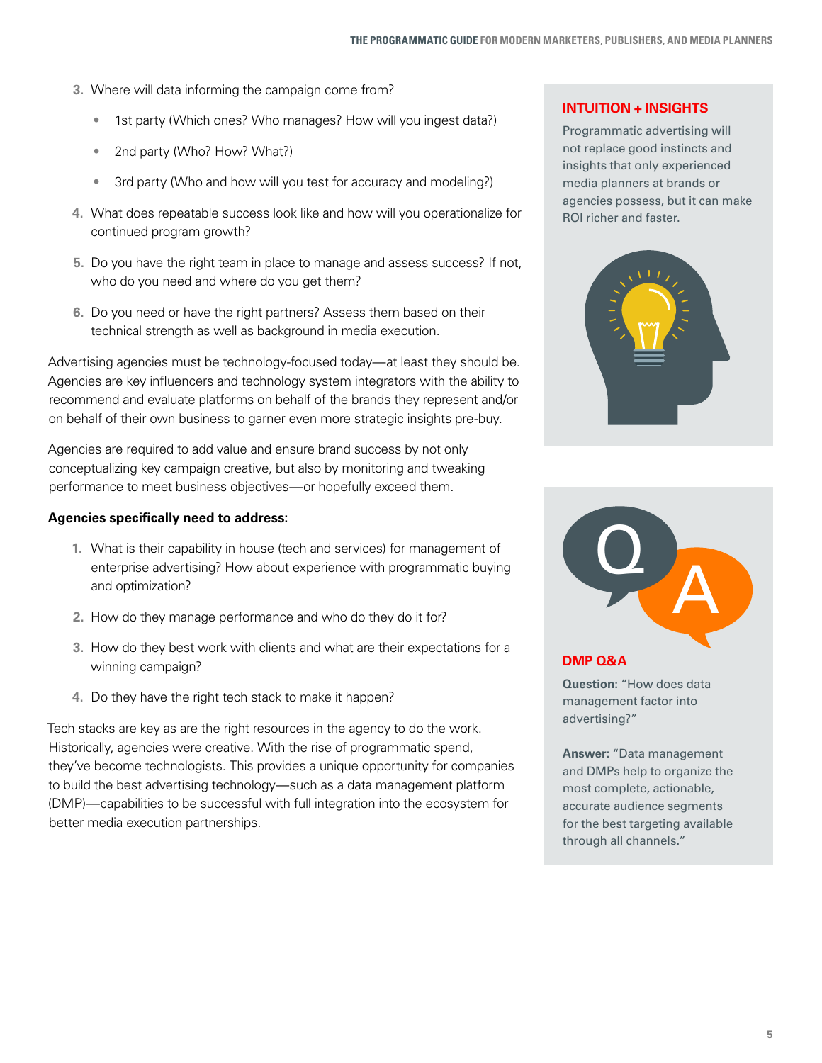3. Where will data informing the campaign come from?
   - 1st party (Which ones? Who manages? How will you ingest data?)
   - 2nd party (Who? How? What?)
   - 3rd party (Who and how will you test for accuracy and modeling?)
4. What does repeatable success look like and how will you operationalize for continued program growth?
5. Do you have the right team in place to manage and assess success? If not, who do you need and where do you get them?
6. Do you need or have the right partners? Assess them based on their technical strength as well as background in media execution.

Advertising agencies must be technology-focused today—at least they should be. Agencies are key influencers and technology system integrators with the ability to recommend and evaluate platforms on behalf of the brands they represent and/or on behalf of their own business to garner even more strategic insights pre-buy.

Agencies are required to add value and ensure brand success by not only conceptualizing key campaign creative, but also by monitoring and tweaking performance to meet business objectives—or hopefully exceed them.

**Agencies specifically need to address:**

1. What is their capability in house (tech and services) for management of enterprise advertising? How about experience with programmatic buying and optimization?
2. How do they manage performance and who do they do it for?
3. How do they best work with clients and what are their expectations for a winning campaign?
4. Do they have the right tech stack to make it happen?

Tech stacks are key as are the right resources in the agency to do the work. Historically, agencies were creative. With the rise of programmatic spend, they've become technologists. This provides a unique opportunity for companies to build the best advertising technology—such as a data management platform (DMP)—capabilities to be successful with full integration into the ecosystem for better media execution partnerships.

### INTUITION + INSIGHTS

Programmatic advertising will not replace good instincts and insights that only experienced media planners at brands or agencies possess, but it can make ROI richer and faster.

### DMP Q&A

**Question:** "How does data management factor into advertising?"

**Answer:** "Data management and DMPs help to organize the most complete, actionable, accurate audience segments for the best targeting available through all channels."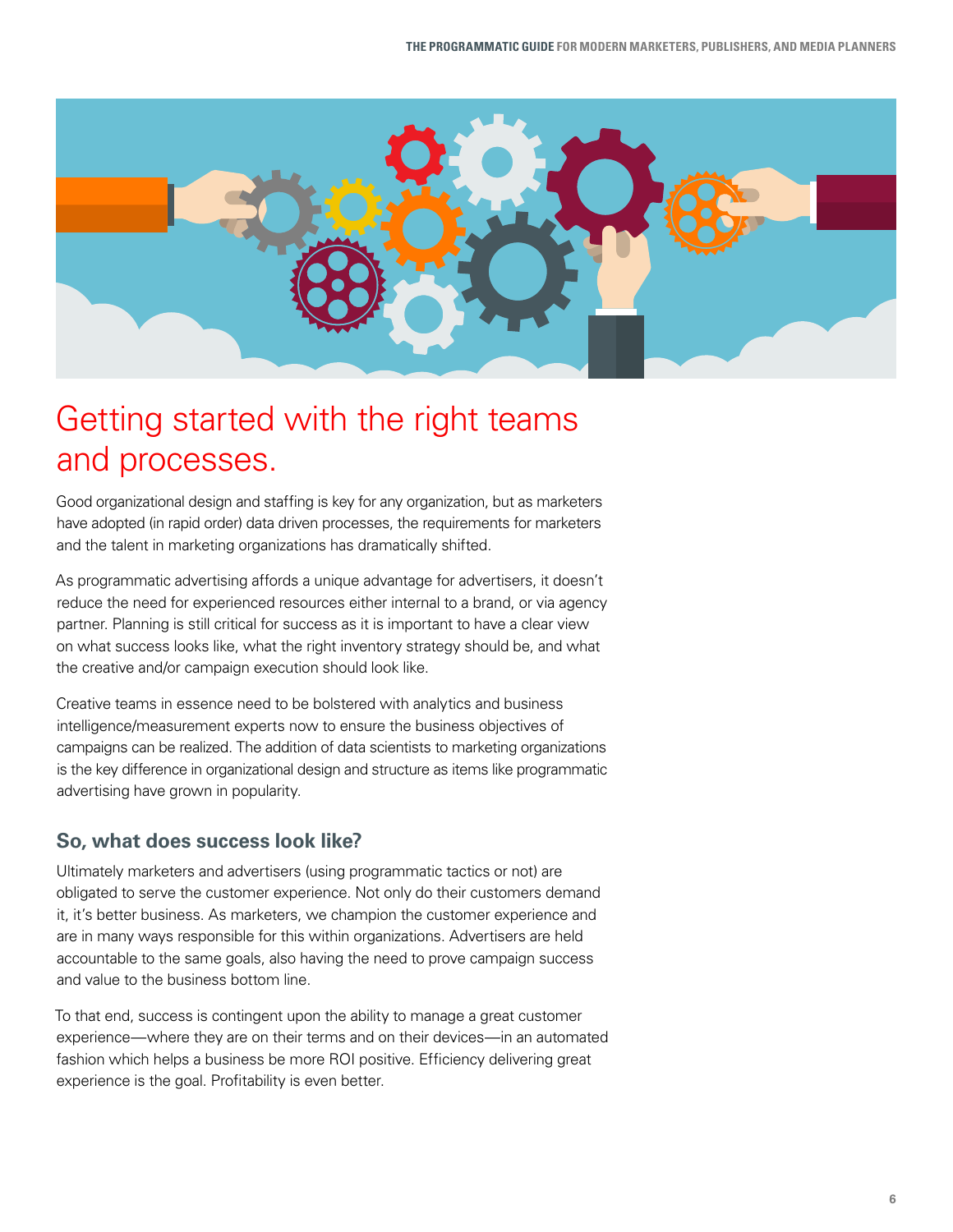# Getting started with the right teams and processes.

Good organizational design and staffing is key for any organization, but as marketers have adopted (in rapid order) data driven processes, the requirements for marketers and the talent in marketing organizations has dramatically shifted.

As programmatic advertising affords a unique advantage for advertisers, it doesn't reduce the need for experienced resources either internal to a brand, or via agency partner. Planning is still critical for success as it is important to have a clear view on what success looks like, what the right inventory strategy should be, and what the creative and/or campaign execution should look like.

Creative teams in essence need to be bolstered with analytics and business intelligence/measurement experts now to ensure the business objectives of campaigns can be realized. The addition of data scientists to marketing organizations is the key difference in organizational design and structure as items like programmatic advertising have grown in popularity.

## So, what does success look like?

Ultimately marketers and advertisers (using programmatic tactics or not) are obligated to serve the customer experience. Not only do their customers demand it, it's better business. As marketers, we champion the customer experience and are in many ways responsible for this within organizations. Advertisers are held accountable to the same goals, also having the need to prove campaign success and value to the business bottom line.

To that end, success is contingent upon the ability to manage a great customer experience—where they are on their terms and on their devices—in an automated fashion which helps a business be more ROI positive. Efficiency delivering great experience is the goal. Profitability is even better.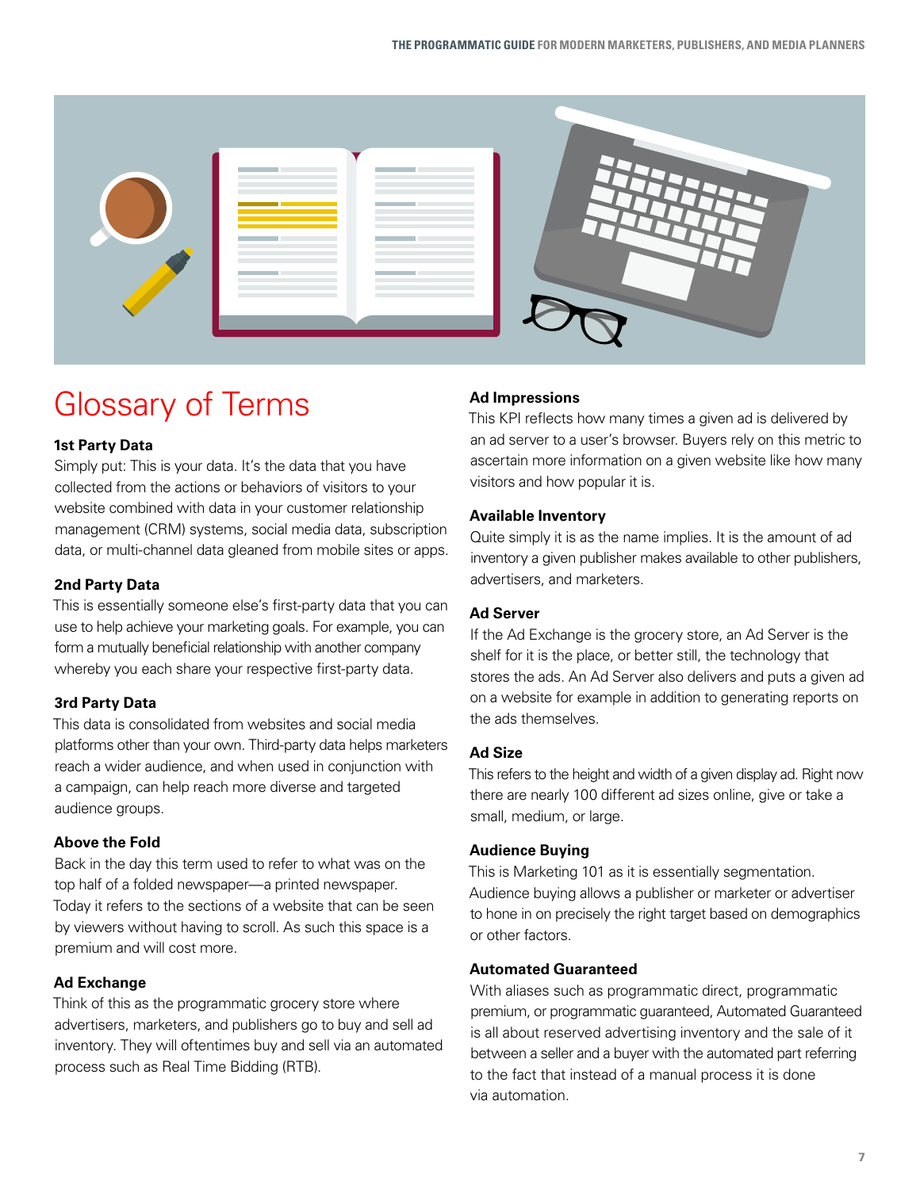# Glossary of Terms

### 1st Party Data

Simply put: This is your data. It's the data that you have collected from the actions or behaviors of visitors to your website combined with data in your customer relationship management (CRM) systems, social media data, subscription data, or multi-channel data gleaned from mobile sites or apps.

### 2nd Party Data

This is essentially someone else's first-party data that you can use to help achieve your marketing goals. For example, you can form a mutually beneficial relationship with another company whereby you each share your respective first-party data.

### 3rd Party Data

This data is consolidated from websites and social media platforms other than your own. Third-party data helps marketers reach a wider audience, and when used in conjunction with a campaign, can help reach more diverse and targeted audience groups.

### Above the Fold

Back in the day this term used to refer to what was on the top half of a folded newspaper—a printed newspaper. Today it refers to the sections of a website that can be seen by viewers without having to scroll. As such this space is a premium and will cost more.

### Ad Exchange

Think of this as the programmatic grocery store where advertisers, marketers, and publishers go to buy and sell ad inventory. They will oftentimes buy and sell via an automated process such as Real Time Bidding (RTB).

### Ad Impressions

This KPI reflects how many times a given ad is delivered by an ad server to a user's browser. Buyers rely on this metric to ascertain more information on a given website like how many visitors and how popular it is.

### Available Inventory

Quite simply it is as the name implies. It is the amount of ad inventory a given publisher makes available to other publishers, advertisers, and marketers.

### Ad Server

If the Ad Exchange is the grocery store, an Ad Server is the shelf for it is the place, or better still, the technology that stores the ads. An Ad Server also delivers and puts a given ad on a website for example in addition to generating reports on the ads themselves.

### Ad Size

This refers to the height and width of a given display ad. Right now there are nearly 100 different ad sizes online, give or take a small, medium, or large.

### Audience Buying

This is Marketing 101 as it is essentially segmentation. Audience buying allows a publisher or marketer or advertiser to hone in on precisely the right target based on demographics or other factors.

### Automated Guaranteed

With aliases such as programmatic direct, programmatic premium, or programmatic guaranteed, Automated Guaranteed is all about reserved advertising inventory and the sale of it between a seller and a buyer with the automated part referring to the fact that instead of a manual process it is done via automation.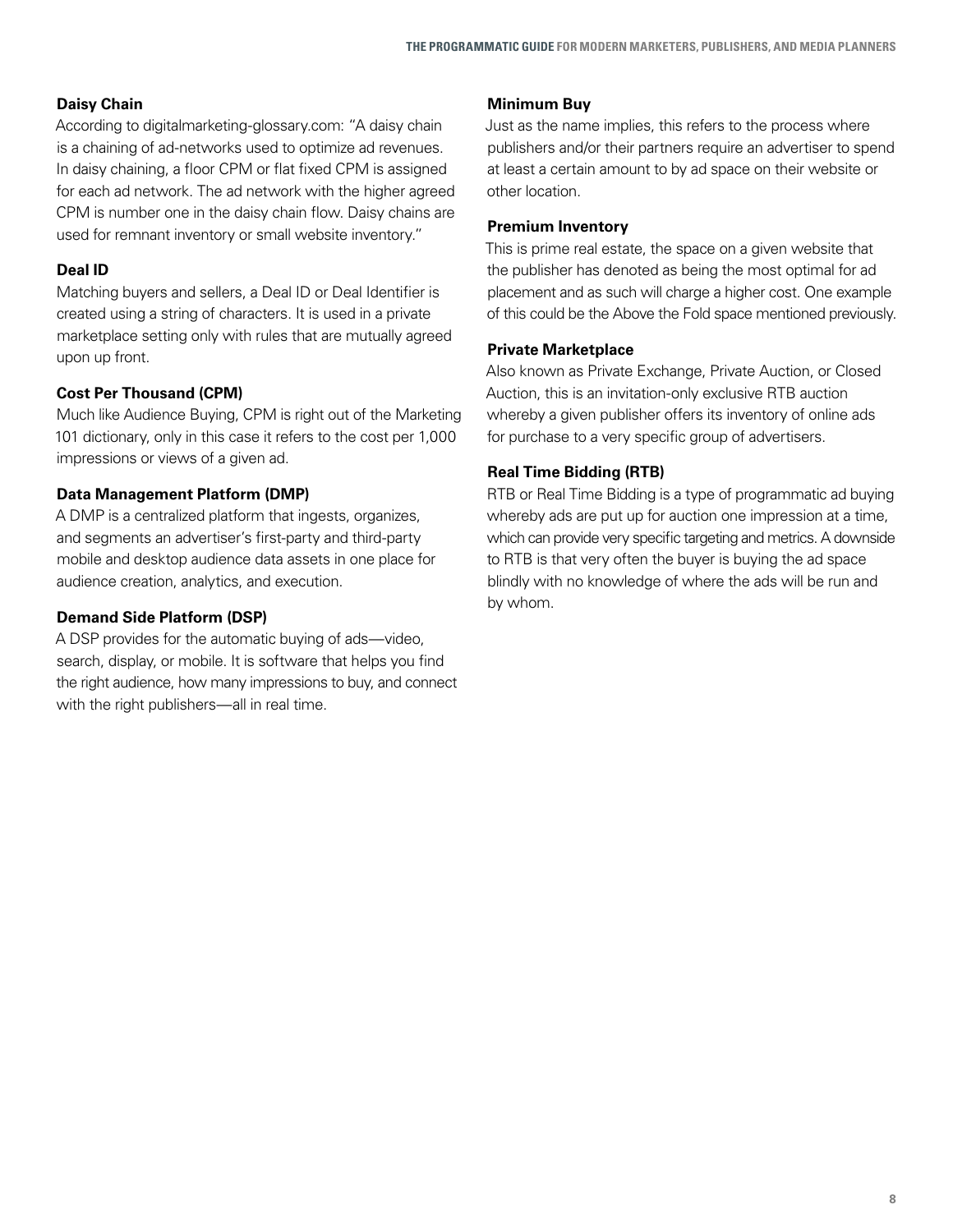**Daisy Chain**

According to digitalmarketing-glossary.com: "A daisy chain is a chaining of ad-networks used to optimize ad revenues. In daisy chaining, a floor CPM or flat fixed CPM is assigned for each ad network. The ad network with the higher agreed CPM is number one in the daisy chain flow. Daisy chains are used for remnant inventory or small website inventory."

**Deal ID**

Matching buyers and sellers, a Deal ID or Deal Identifier is created using a string of characters. It is used in a private marketplace setting only with rules that are mutually agreed upon up front.

**Cost Per Thousand (CPM)**

Much like Audience Buying, CPM is right out of the Marketing 101 dictionary, only in this case it refers to the cost per 1,000 impressions or views of a given ad.

**Data Management Platform (DMP)**

A DMP is a centralized platform that ingests, organizes, and segments an advertiser's first-party and third-party mobile and desktop audience data assets in one place for audience creation, analytics, and execution.

**Demand Side Platform (DSP)**

A DSP provides for the automatic buying of ads—video, search, display, or mobile. It is software that helps you find the right audience, how many impressions to buy, and connect with the right publishers—all in real time.

**Minimum Buy**

Just as the name implies, this refers to the process where publishers and/or their partners require an advertiser to spend at least a certain amount to by ad space on their website or other location.

**Premium Inventory**

This is prime real estate, the space on a given website that the publisher has denoted as being the most optimal for ad placement and as such will charge a higher cost. One example of this could be the Above the Fold space mentioned previously.

**Private Marketplace**

Also known as Private Exchange, Private Auction, or Closed Auction, this is an invitation-only exclusive RTB auction whereby a given publisher offers its inventory of online ads for purchase to a very specific group of advertisers.

**Real Time Bidding (RTB)**

RTB or Real Time Bidding is a type of programmatic ad buying whereby ads are put up for auction one impression at a time, which can provide very specific targeting and metrics. A downside to RTB is that very often the buyer is buying the ad space blindly with no knowledge of where the ads will be run and by whom.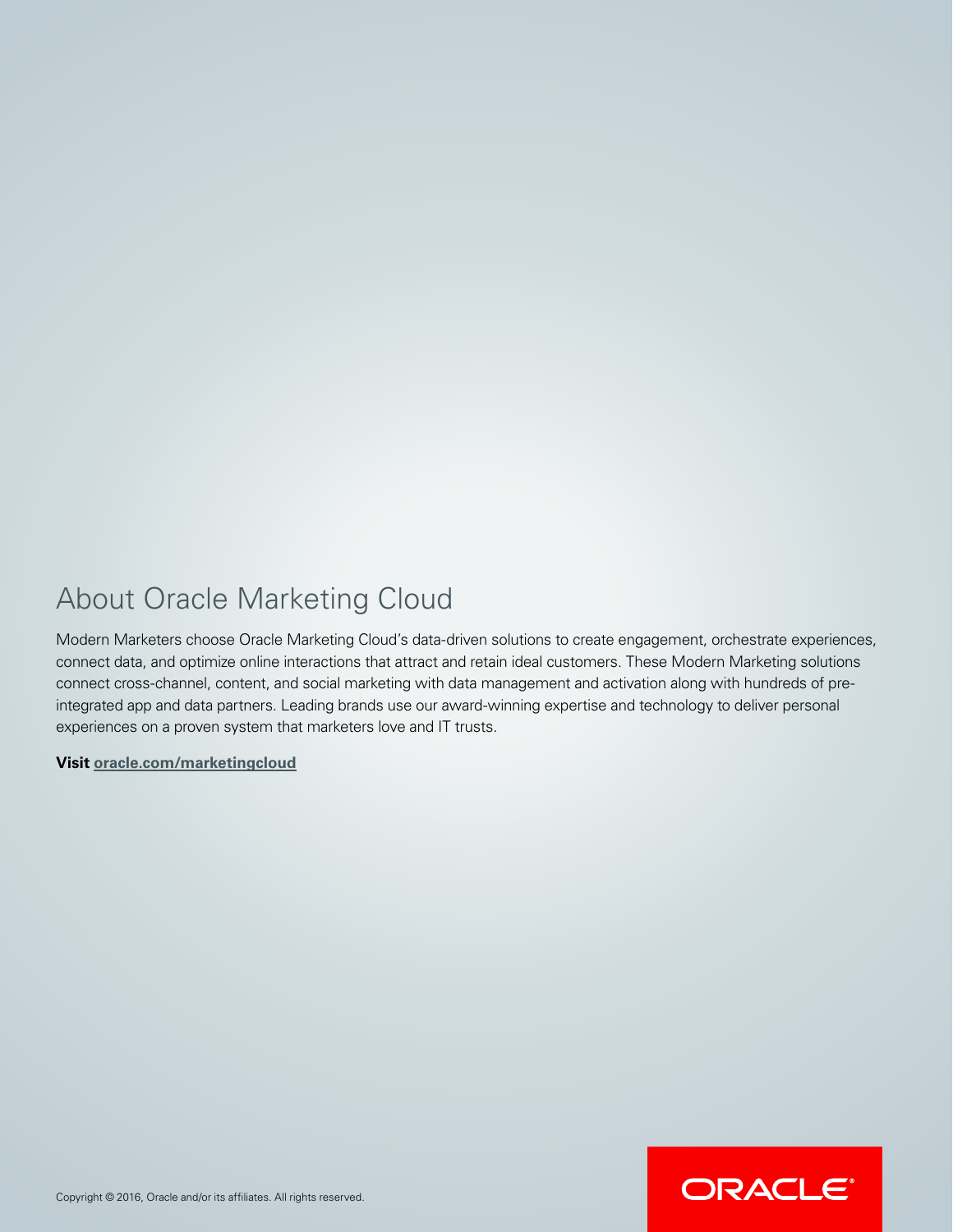## About Oracle Marketing Cloud

Modern Marketers choose Oracle Marketing Cloud's data-driven solutions to create engagement, orchestrate experiences, connect data, and optimize online interactions that attract and retain ideal customers. These Modern Marketing solutions connect cross-channel, content, and social marketing with data management and activation along with hundreds of pre-integrated app and data partners. Leading brands use our award-winning expertise and technology to deliver personal experiences on a proven system that marketers love and IT trusts.

**Visit oracle.com/marketingcloud**

Copyright © 2016, Oracle and/or its affiliates. All rights reserved.

ORACLE